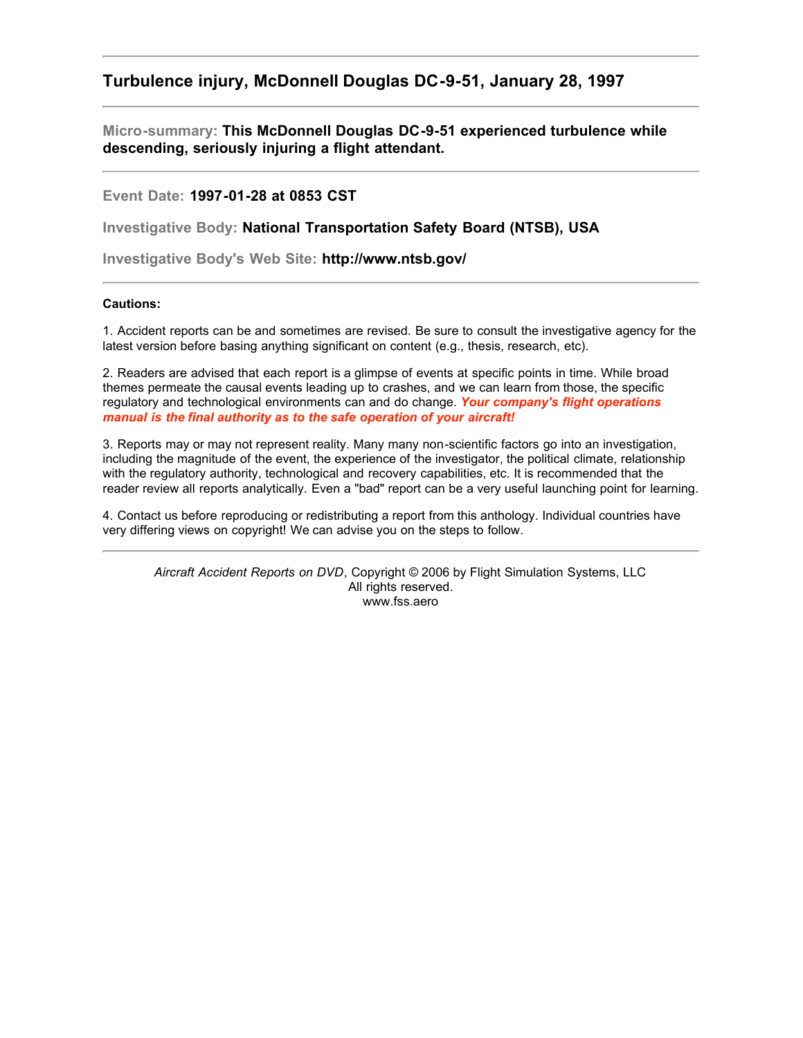# Turbulence injury, McDonnell Douglas DC-9-51, January 28, 1997

---

**Micro-summary:** **This McDonnell Douglas DC-9-51 experienced turbulence while descending, seriously injuring a flight attendant.**

---

**Event Date:** **1997-01-28 at 0853 CST**

**Investigative Body:** **National Transportation Safety Board (NTSB), USA**

**Investigative Body's Web Site:** **http://www.ntsb.gov/**

---

**Cautions:**

1. Accident reports can be and sometimes are revised. Be sure to consult the investigative agency for the latest version before basing anything significant on content (e.g., thesis, research, etc).

2. Readers are advised that each report is a glimpse of events at specific points in time. While broad themes permeate the causal events leading up to crashes, and we can learn from those, the specific regulatory and technological environments can and do change. ***Your company's flight operations manual is the final authority as to the safe operation of your aircraft!***

3. Reports may or may not represent reality. Many many non-scientific factors go into an investigation, including the magnitude of the event, the experience of the investigator, the political climate, relationship with the regulatory authority, technological and recovery capabilities, etc. It is recommended that the reader review all reports analytically. Even a "bad" report can be a very useful launching point for learning.

4. Contact us before reproducing or redistributing a report from this anthology. Individual countries have very differing views on copyright! We can advise you on the steps to follow.

---

*Aircraft Accident Reports on DVD*, Copyright © 2006 by Flight Simulation Systems, LLC
All rights reserved.
www.fss.aero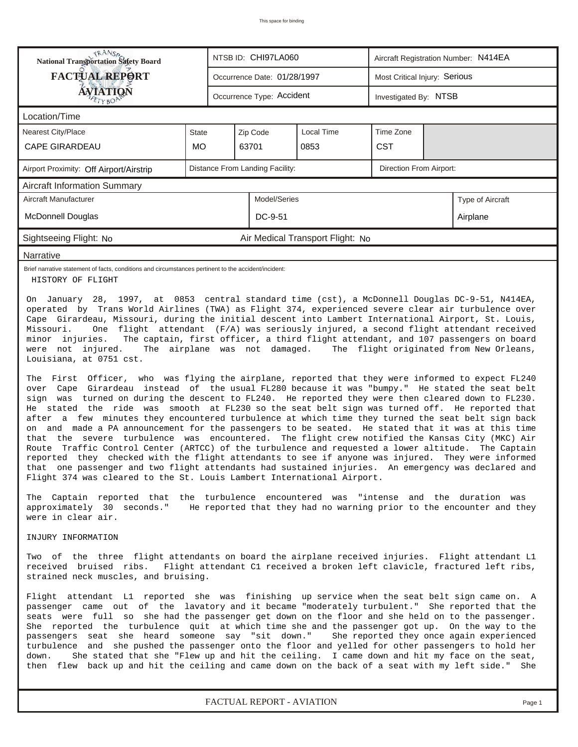This space for binding

| National Transportation Safety Board FACTUAL REPORT AVIATION | NTSB ID: CHI97LA060 | Aircraft Registration Number: N414EA |
|---|---|---|
| | Occurrence Date: 01/28/1997 | Most Critical Injury: Serious |
| | Occurrence Type: Accident | Investigated By: NTSB |

## Location/Time

| Nearest City/Place | State | Zip Code | Local Time | Time Zone |
|---|---|---|---|---|
| CAPE GIRARDEAU | MO | 63701 | 0853 | CST |

| Airport Proximity: Off Airport/Airstrip | Distance From Landing Facility: | Direction From Airport: |
|---|---|---|

## Aircraft Information Summary

| Aircraft Manufacturer | Model/Series | Type of Aircraft |
|---|---|---|
| McDonnell Douglas | DC-9-51 | Airplane |

Sightseeing Flight: No    Air Medical Transport Flight: No

## Narrative

Brief narrative statement of facts, conditions and circumstances pertinent to the accident/incident:

HISTORY OF FLIGHT

On January 28, 1997, at 0853 central standard time (cst), a McDonnell Douglas DC-9-51, N414EA, operated by Trans World Airlines (TWA) as Flight 374, experienced severe clear air turbulence over Cape Girardeau, Missouri, during the initial descent into Lambert International Airport, St. Louis, Missouri. One flight attendant (F/A) was seriously injured, a second flight attendant received minor injuries. The captain, first officer, a third flight attendant, and 107 passengers on board were not injured. The airplane was not damaged. The flight originated from New Orleans, Louisiana, at 0751 cst.

The First Officer, who was flying the airplane, reported that they were informed to expect FL240 over Cape Girardeau instead of the usual FL280 because it was "bumpy." He stated the seat belt sign was turned on during the descent to FL240. He reported they were then cleared down to FL230. He stated the ride was smooth at FL230 so the seat belt sign was turned off. He reported that after a few minutes they encountered turbulence at which time they turned the seat belt sign back on and made a PA announcement for the passengers to be seated. He stated that it was at this time that the severe turbulence was encountered. The flight crew notified the Kansas City (MKC) Air Route Traffic Control Center (ARTCC) of the turbulence and requested a lower altitude. The Captain reported they checked with the flight attendants to see if anyone was injured. They were informed that one passenger and two flight attendants had sustained injuries. An emergency was declared and Flight 374 was cleared to the St. Louis Lambert International Airport.

The Captain reported that the turbulence encountered was "intense and the duration was approximately 30 seconds." He reported that they had no warning prior to the encounter and they were in clear air.

INJURY INFORMATION

Two of the three flight attendants on board the airplane received injuries. Flight attendant L1 received bruised ribs. Flight attendant C1 received a broken left clavicle, fractured left ribs, strained neck muscles, and bruising.

Flight attendant L1 reported she was finishing up service when the seat belt sign came on. A passenger came out of the lavatory and it became "moderately turbulent." She reported that the seats were full so she had the passenger get down on the floor and she held on to the passenger. She reported the turbulence quit at which time she and the passenger got up. On the way to the passengers seat she heard someone say "sit down." She reported they once again experienced turbulence and she pushed the passenger onto the floor and yelled for other passengers to hold her down. She stated that she "Flew up and hit the ceiling. I came down and hit my face on the seat, then flew back up and hit the ceiling and came down on the back of a seat with my left side." She

FACTUAL REPORT - AVIATION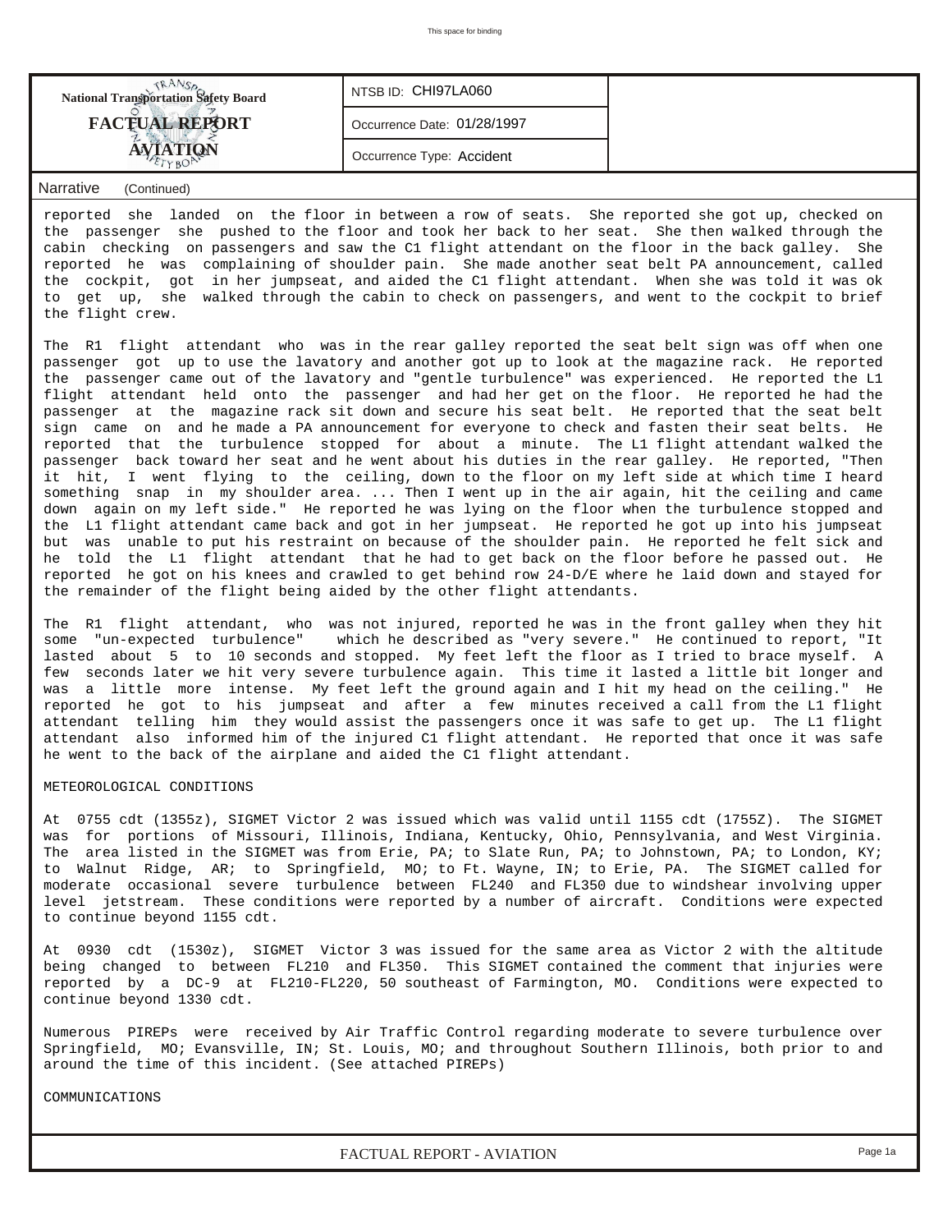**National Transportation Safety Board**
**FACTUAL REPORT**
**AVIATION**

| NTSB ID: CHI97LA060 |
| --- |
| Occurrence Date: 01/28/1997 |
| Occurrence Type: Accident |

**Narrative** (Continued)

reported she landed on the floor in between a row of seats. She reported she got up, checked on the passenger she pushed to the floor and took her back to her seat. She then walked through the cabin checking on passengers and saw the C1 flight attendant on the floor in the back galley. She reported he was complaining of shoulder pain. She made another seat belt PA announcement, called the cockpit, got in her jumpseat, and aided the C1 flight attendant. When she was told it was ok to get up, she walked through the cabin to check on passengers, and went to the cockpit to brief the flight crew.

The R1 flight attendant who was in the rear galley reported the seat belt sign was off when one passenger got up to use the lavatory and another got up to look at the magazine rack. He reported the passenger came out of the lavatory and "gentle turbulence" was experienced. He reported the L1 flight attendant held onto the passenger and had her get on the floor. He reported he had the passenger at the magazine rack sit down and secure his seat belt. He reported that the seat belt sign came on and he made a PA announcement for everyone to check and fasten their seat belts. He reported that the turbulence stopped for about a minute. The L1 flight attendant walked the passenger back toward her seat and he went about his duties in the rear galley. He reported, "Then it hit, I went flying to the ceiling, down to the floor on my left side at which time I heard something snap in my shoulder area. ... Then I went up in the air again, hit the ceiling and came down again on my left side." He reported he was lying on the floor when the turbulence stopped and the L1 flight attendant came back and got in her jumpseat. He reported he got up into his jumpseat but was unable to put his restraint on because of the shoulder pain. He reported he felt sick and he told the L1 flight attendant that he had to get back on the floor before he passed out. He reported he got on his knees and crawled to get behind row 24-D/E where he laid down and stayed for the remainder of the flight being aided by the other flight attendants.

The R1 flight attendant, who was not injured, reported he was in the front galley when they hit some "un-expected turbulence" which he described as "very severe." He continued to report, "It lasted about 5 to 10 seconds and stopped. My feet left the floor as I tried to brace myself. A few seconds later we hit very severe turbulence again. This time it lasted a little bit longer and was a little more intense. My feet left the ground again and I hit my head on the ceiling." He reported he got to his jumpseat and after a few minutes received a call from the L1 flight attendant telling him they would assist the passengers once it was safe to get up. The L1 flight attendant also informed him of the injured C1 flight attendant. He reported that once it was safe he went to the back of the airplane and aided the C1 flight attendant.

METEOROLOGICAL CONDITIONS

At 0755 cdt (1355z), SIGMET Victor 2 was issued which was valid until 1155 cdt (1755Z). The SIGMET was for portions of Missouri, Illinois, Indiana, Kentucky, Ohio, Pennsylvania, and West Virginia. The area listed in the SIGMET was from Erie, PA; to Slate Run, PA; to Johnstown, PA; to London, KY; to Walnut Ridge, AR; to Springfield, MO; to Ft. Wayne, IN; to Erie, PA. The SIGMET called for moderate occasional severe turbulence between FL240 and FL350 due to windshear involving upper level jetstream. These conditions were reported by a number of aircraft. Conditions were expected to continue beyond 1155 cdt.

At 0930 cdt (1530z), SIGMET Victor 3 was issued for the same area as Victor 2 with the altitude being changed to between FL210 and FL350. This SIGMET contained the comment that injuries were reported by a DC-9 at FL210-FL220, 50 southeast of Farmington, MO. Conditions were expected to continue beyond 1330 cdt.

Numerous PIREPs were received by Air Traffic Control regarding moderate to severe turbulence over Springfield, MO; Evansville, IN; St. Louis, MO; and throughout Southern Illinois, both prior to and around the time of this incident. (See attached PIREPs)

COMMUNICATIONS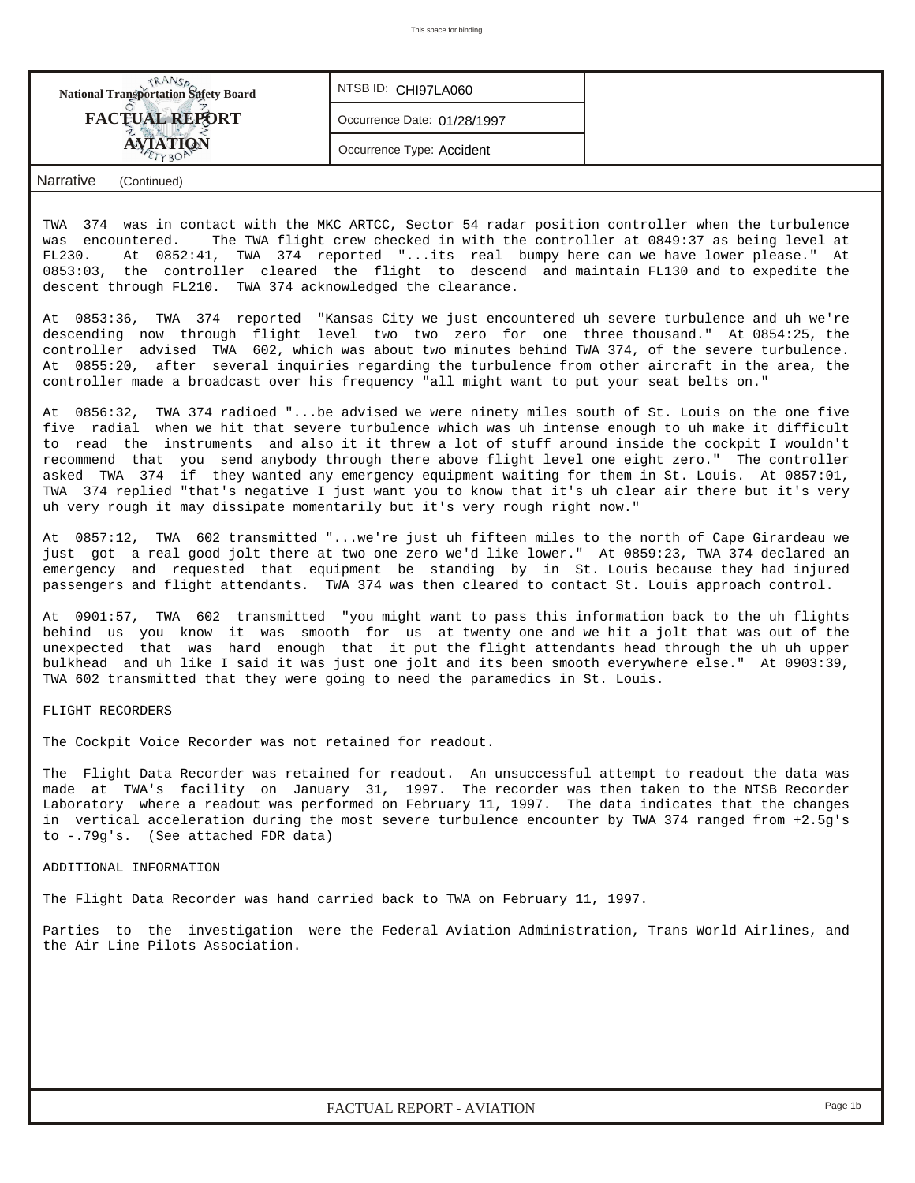**National Transportation Safety Board**
**FACTUAL REPORT**
**AVIATION**

NTSB ID: CHI97LA060

Occurrence Date: 01/28/1997

Occurrence Type: Accident

**Narrative** (Continued)

TWA 374 was in contact with the MKC ARTCC, Sector 54 radar position controller when the turbulence was encountered. The TWA flight crew checked in with the controller at 0849:37 as being level at FL230. At 0852:41, TWA 374 reported "...its real bumpy here can we have lower please." At 0853:03, the controller cleared the flight to descend and maintain FL130 and to expedite the descent through FL210. TWA 374 acknowledged the clearance.

At 0853:36, TWA 374 reported "Kansas City we just encountered uh severe turbulence and uh we're descending now through flight level two two zero for one three thousand." At 0854:25, the controller advised TWA 602, which was about two minutes behind TWA 374, of the severe turbulence. At 0855:20, after several inquiries regarding the turbulence from other aircraft in the area, the controller made a broadcast over his frequency "all might want to put your seat belts on."

At 0856:32, TWA 374 radioed "...be advised we were ninety miles south of St. Louis on the one five five radial when we hit that severe turbulence which was uh intense enough to uh make it difficult to read the instruments and also it it threw a lot of stuff around inside the cockpit I wouldn't recommend that you send anybody through there above flight level one eight zero." The controller asked TWA 374 if they wanted any emergency equipment waiting for them in St. Louis. At 0857:01, TWA 374 replied "that's negative I just want you to know that it's uh clear air there but it's very uh very rough it may dissipate momentarily but it's very rough right now."

At 0857:12, TWA 602 transmitted "...we're just uh fifteen miles to the north of Cape Girardeau we just got a real good jolt there at two one zero we'd like lower." At 0859:23, TWA 374 declared an emergency and requested that equipment be standing by in St. Louis because they had injured passengers and flight attendants. TWA 374 was then cleared to contact St. Louis approach control.

At 0901:57, TWA 602 transmitted "you might want to pass this information back to the uh flights behind us you know it was smooth for us at twenty one and we hit a jolt that was out of the unexpected that was hard enough that it put the flight attendants head through the uh uh upper bulkhead and uh like I said it was just one jolt and its been smooth everywhere else." At 0903:39, TWA 602 transmitted that they were going to need the paramedics in St. Louis.

FLIGHT RECORDERS

The Cockpit Voice Recorder was not retained for readout.

The Flight Data Recorder was retained for readout. An unsuccessful attempt to readout the data was made at TWA's facility on January 31, 1997. The recorder was then taken to the NTSB Recorder Laboratory where a readout was performed on February 11, 1997. The data indicates that the changes in vertical acceleration during the most severe turbulence encounter by TWA 374 ranged from +2.5g's to -.79g's. (See attached FDR data)

ADDITIONAL INFORMATION

The Flight Data Recorder was hand carried back to TWA on February 11, 1997.

Parties to the investigation were the Federal Aviation Administration, Trans World Airlines, and the Air Line Pilots Association.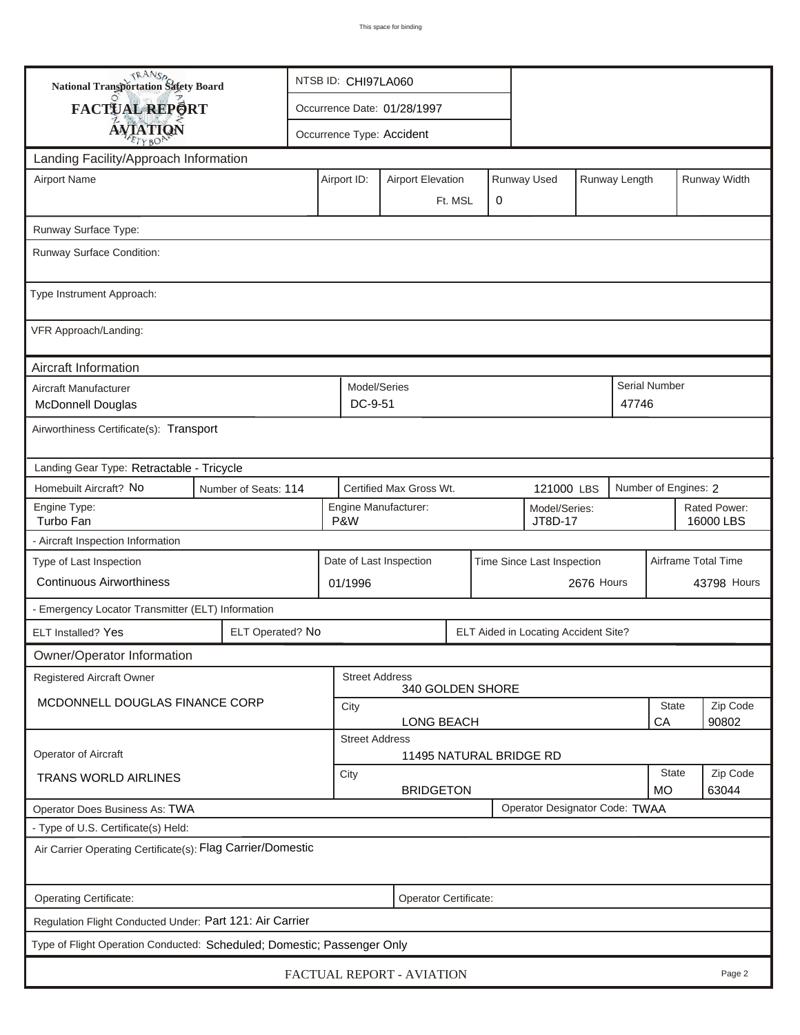This space for binding

# National Transportation Safety Board
## FACTUAL REPORT
## AVIATION

| NTSB ID: CHI97LA060 |
|---|
| Occurrence Date: 01/28/1997 |
| Occurrence Type: Accident |

## Landing Facility/Approach Information

| Airport Name | Airport ID: | Airport Elevation | Runway Used | Runway Length | Runway Width |
|---|---|---|---|---|---|
| | | Ft. MSL | 0 | | |

Runway Surface Type:

Runway Surface Condition:

Type Instrument Approach:

VFR Approach/Landing:

## Aircraft Information

| Aircraft Manufacturer | Model/Series | Serial Number |
|---|---|---|
| McDonnell Douglas | DC-9-51 | 47746 |

Airworthiness Certificate(s): Transport

Landing Gear Type: Retractable - Tricycle

| Homebuilt Aircraft? No | Number of Seats: 114 | Certified Max Gross Wt. 121000 LBS | Number of Engines: 2 |
|---|---|---|---|

| Engine Type: | Engine Manufacturer: | Model/Series: | Rated Power: |
|---|---|---|---|
| Turbo Fan | P&W | JT8D-17 | 16000 LBS |

- Aircraft Inspection Information

| Type of Last Inspection | Date of Last Inspection | Time Since Last Inspection | Airframe Total Time |
|---|---|---|---|
| Continuous Airworthiness | 01/1996 | 2676 Hours | 43798 Hours |

- Emergency Locator Transmitter (ELT) Information

| ELT Installed? Yes | ELT Operated? No | ELT Aided in Locating Accident Site? |
|---|---|---|

## Owner/Operator Information

| Registered Aircraft Owner | Street Address | | |
|---|---|---|---|
| MCDONNELL DOUGLAS FINANCE CORP | 340 GOLDEN SHORE | | |
| | City | State | Zip Code |
| | LONG BEACH | CA | 90802 |

| Operator of Aircraft | Street Address | | |
|---|---|---|---|
| TRANS WORLD AIRLINES | 11495 NATURAL BRIDGE RD | | |
| | City | State | Zip Code |
| | BRIDGETON | MO | 63044 |

Operator Does Business As: TWA | Operator Designator Code: TWAA

- Type of U.S. Certificate(s) Held:

Air Carrier Operating Certificate(s): Flag Carrier/Domestic

Operating Certificate: | Operator Certificate:

Regulation Flight Conducted Under: Part 121: Air Carrier

Type of Flight Operation Conducted: Scheduled; Domestic; Passenger Only

FACTUAL REPORT - AVIATION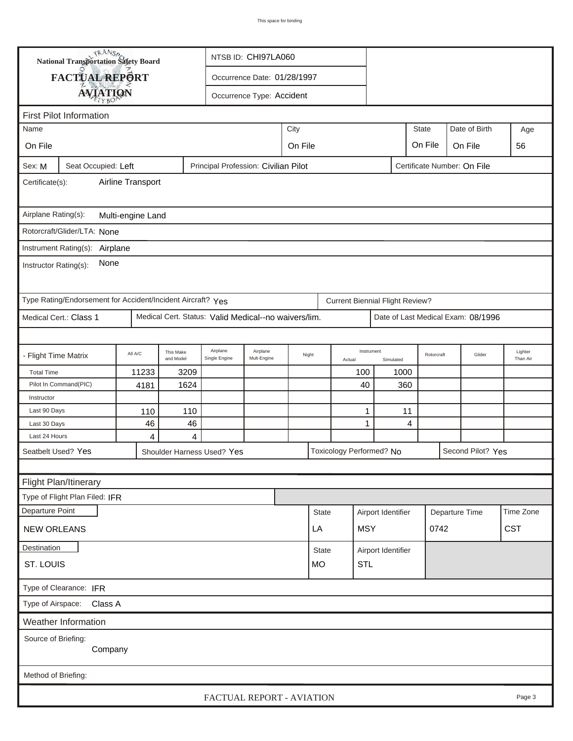This space for binding

**National Transportation Safety Board**

**FACTUAL REPORT**

**AVIATION**

NTSB ID: CHI97LA060

Occurrence Date: 01/28/1997

Occurrence Type: Accident

## First Pilot Information

| Name | City | State | Date of Birth | Age |
|---|---|---|---|---|
| On File | On File | On File | On File | 56 |

Sex: M | Seat Occupied: Left | Principal Profession: Civilian Pilot | Certificate Number: On File

Certificate(s): Airline Transport

Airplane Rating(s): Multi-engine Land

Rotorcraft/Glider/LTA: None

Instrument Rating(s): Airplane

Instructor Rating(s): None

Type Rating/Endorsement for Accident/Incident Aircraft? Yes | Current Biennial Flight Review?

Medical Cert.: Class 1 | Medical Cert. Status: Valid Medical--no waivers/lim. | Date of Last Medical Exam: 08/1996

| - Flight Time Matrix | All A/C | This Make and Model | Airplane Single Engine | Airplane Mult-Engine | Night | Instrument Actual | Instrument Simulated | Rotorcraft | Glider | Lighter Than Air |
|---|---|---|---|---|---|---|---|---|---|---|
| Total Time | 11233 | 3209 | | | | 100 | 1000 | | | |
| Pilot In Command(PIC) | 4181 | 1624 | | | | 40 | 360 | | | |
| Instructor | | | | | | | | | | |
| Last 90 Days | 110 | 110 | | | | 1 | 11 | | | |
| Last 30 Days | 46 | 46 | | | | 1 | 4 | | | |
| Last 24 Hours | 4 | 4 | | | | | | | | |

Seatbelt Used? Yes | Shoulder Harness Used? Yes | Toxicology Performed? No | Second Pilot? Yes

## Flight Plan/Itinerary

Type of Flight Plan Filed: IFR

| Departure Point | State | Airport Identifier | Departure Time | Time Zone |
|---|---|---|---|---|
| NEW ORLEANS | LA | MSY | 0742 | CST |

| Destination | State | Airport Identifier |
|---|---|---|
| ST. LOUIS | MO | STL |

Type of Clearance: IFR

Type of Airspace: Class A

## Weather Information

Source of Briefing: Company

Method of Briefing:

FACTUAL REPORT - AVIATION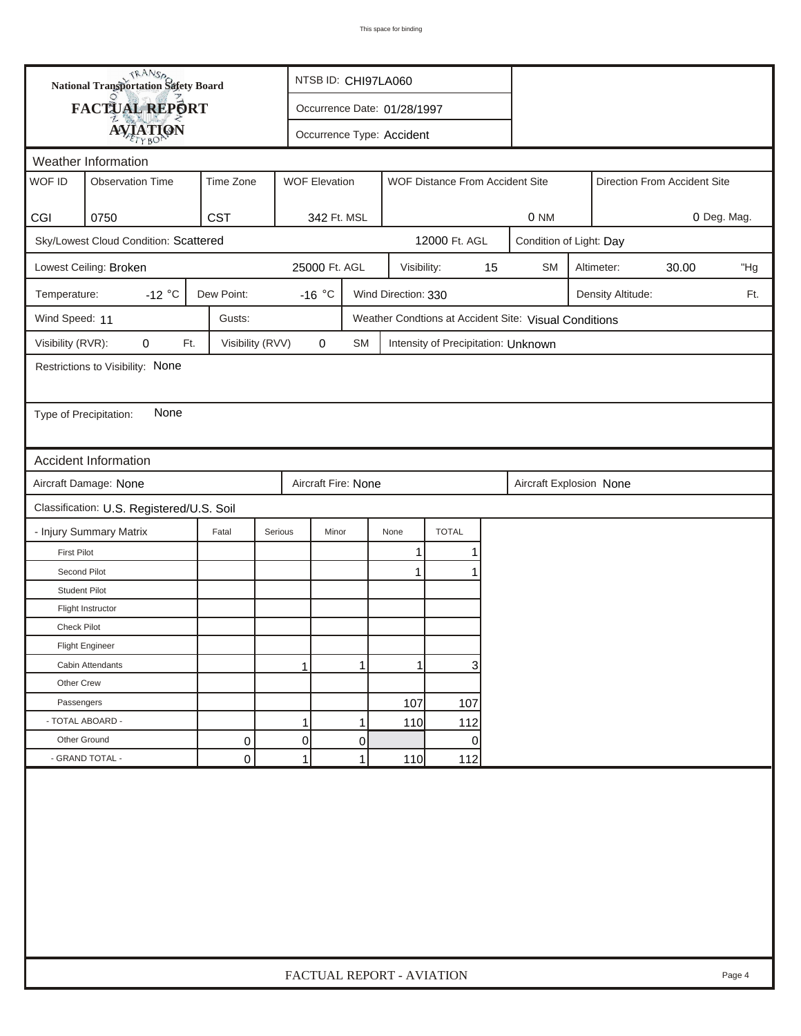This space for binding

**National Transportation Safety Board**

**FACTUAL REPORT**

**AVIATION**

NTSB ID: CHI97LA060

Occurrence Date: 01/28/1997

Occurrence Type: Accident

## Weather Information

| WOF ID | Observation Time | Time Zone | WOF Elevation | WOF Distance From Accident Site | Direction From Accident Site |
|---|---|---|---|---|---|
| CGI | 0750 | CST | 342 Ft. MSL | 0 NM | 0 Deg. Mag. |

Sky/Lowest Cloud Condition: Scattered — 12000 Ft. AGL

Condition of Light: Day

Lowest Ceiling: Broken — 25000 Ft. AGL

Visibility: 15 SM

Altimeter: 30.00 "Hg

Temperature: -12 °C

Dew Point: -16 °C

Wind Direction: 330

Density Altitude: Ft.

Wind Speed: 11

Gusts:

Weather Condtions at Accident Site: Visual Conditions

Visibility (RVR): 0 Ft.

Visibility (RVV) 0 SM

Intensity of Precipitation: Unknown

Restrictions to Visibility: None

Type of Precipitation: None

## Accident Information

Aircraft Damage: None

Aircraft Fire: None

Aircraft Explosion None

Classification: U.S. Registered/U.S. Soil

| - Injury Summary Matrix | Fatal | Serious | Minor | None | TOTAL |
|---|---|---|---|---|---|
| First Pilot | | | | 1 | 1 |
| Second Pilot | | | | 1 | 1 |
| Student Pilot | | | | | |
| Flight Instructor | | | | | |
| Check Pilot | | | | | |
| Flight Engineer | | | | | |
| Cabin Attendants | | 1 | 1 | 1 | 3 |
| Other Crew | | | | | |
| Passengers | | | | 107 | 107 |
| - TOTAL ABOARD - | | 1 | 1 | 110 | 112 |
| Other Ground | 0 | 0 | 0 | | 0 |
| - GRAND TOTAL - | 0 | 1 | 1 | 110 | 112 |

FACTUAL REPORT - AVIATION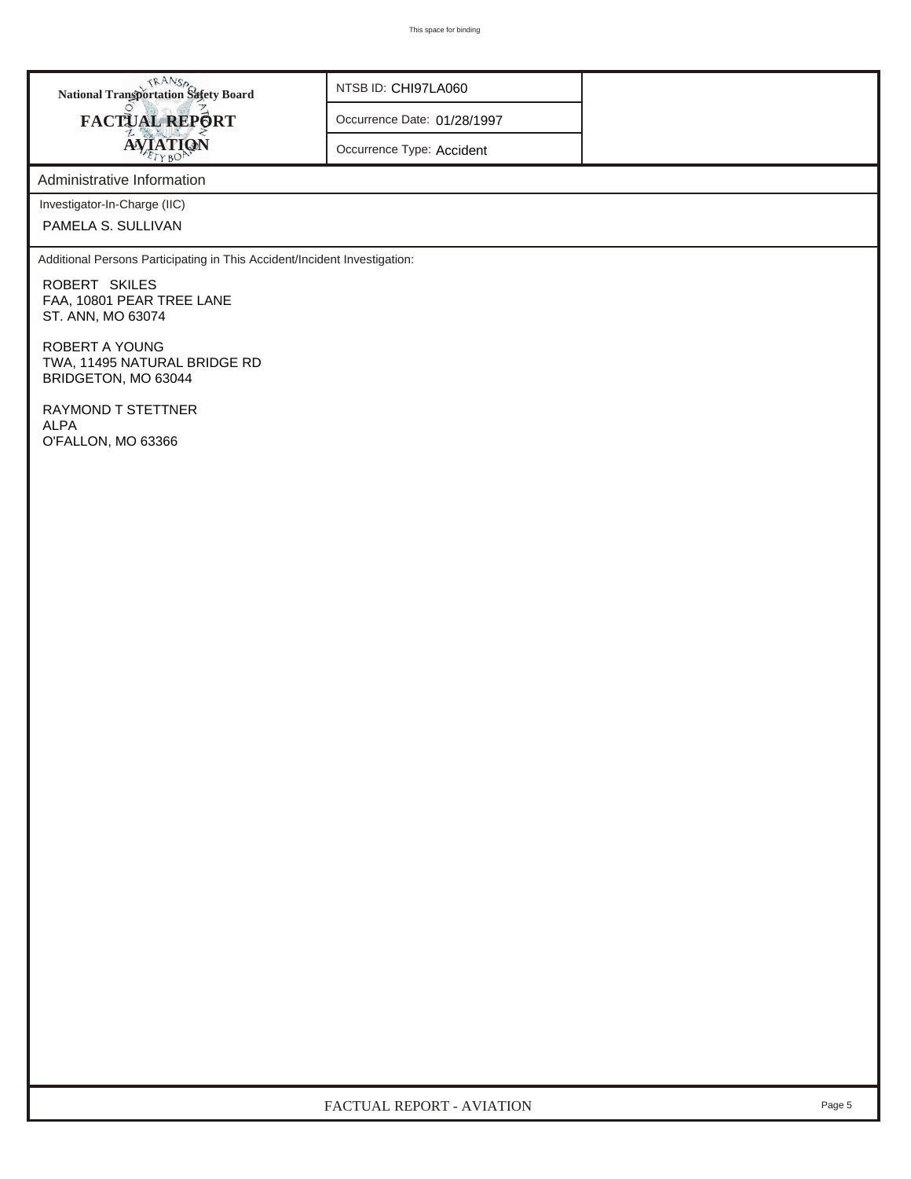**National Transportation Safety Board**

**FACTUAL REPORT**

**AVIATION**

| | |
|---|---|
| NTSB ID: CHI97LA060 | |
| Occurrence Date: 01/28/1997 | |
| Occurrence Type: Accident | |

## Administrative Information

Investigator-In-Charge (IIC)

PAMELA S. SULLIVAN

Additional Persons Participating in This Accident/Incident Investigation:

ROBERT SKILES
FAA, 10801 PEAR TREE LANE
ST. ANN, MO 63074

ROBERT A YOUNG
TWA, 11495 NATURAL BRIDGE RD
BRIDGETON, MO 63044

RAYMOND T STETTNER
ALPA
O'FALLON, MO 63366